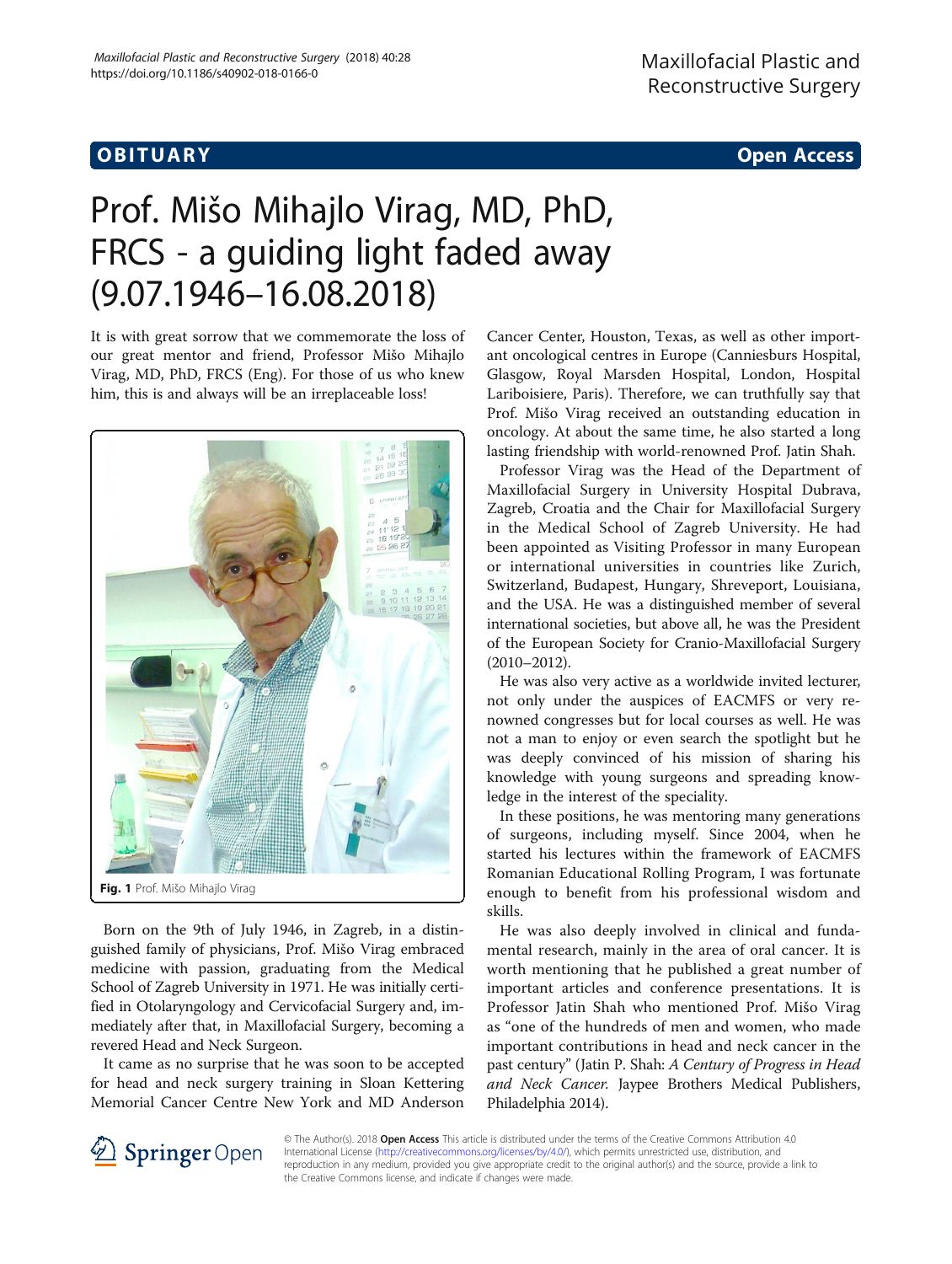**OBITUARY** **Open Access**

# Prof. Mišo Mihajlo Virag, MD, PhD, FRCS - a guiding light faded away (9.07.1946–16.08.2018)

It is with great sorrow that we commemorate the loss of our great mentor and friend, Professor Mišo Mihajlo Virag, MD, PhD, FRCS (Eng). For those of us who knew him, this is and always will be an irreplaceable loss!

**Fig. 1** Prof. Mišo Mihajlo Virag

Born on the 9th of July 1946, in Zagreb, in a distinguished family of physicians, Prof. Mišo Virag embraced medicine with passion, graduating from the Medical School of Zagreb University in 1971. He was initially certified in Otolaryngology and Cervicofacial Surgery and, immediately after that, in Maxillofacial Surgery, becoming a revered Head and Neck Surgeon.

It came as no surprise that he was soon to be accepted for head and neck surgery training in Sloan Kettering Memorial Cancer Centre New York and MD Anderson Cancer Center, Houston, Texas, as well as other important oncological centres in Europe (Canniesburs Hospital, Glasgow, Royal Marsden Hospital, London, Hospital Lariboisiere, Paris). Therefore, we can truthfully say that Prof. Mišo Virag received an outstanding education in oncology. At about the same time, he also started a long lasting friendship with world-renowned Prof. Jatin Shah.

Professor Virag was the Head of the Department of Maxillofacial Surgery in University Hospital Dubrava, Zagreb, Croatia and the Chair for Maxillofacial Surgery in the Medical School of Zagreb University. He had been appointed as Visiting Professor in many European or international universities in countries like Zurich, Switzerland, Budapest, Hungary, Shreveport, Louisiana, and the USA. He was a distinguished member of several international societies, but above all, he was the President of the European Society for Cranio-Maxillofacial Surgery (2010–2012).

He was also very active as a worldwide invited lecturer, not only under the auspices of EACMFS or very renowned congresses but for local courses as well. He was not a man to enjoy or even search the spotlight but he was deeply convinced of his mission of sharing his knowledge with young surgeons and spreading knowledge in the interest of the speciality.

In these positions, he was mentoring many generations of surgeons, including myself. Since 2004, when he started his lectures within the framework of EACMFS Romanian Educational Rolling Program, I was fortunate enough to benefit from his professional wisdom and skills.

He was also deeply involved in clinical and fundamental research, mainly in the area of oral cancer. It is worth mentioning that he published a great number of important articles and conference presentations. It is Professor Jatin Shah who mentioned Prof. Mišo Virag as "one of the hundreds of men and women, who made important contributions in head and neck cancer in the past century" (Jatin P. Shah: *A Century of Progress in Head and Neck Cancer.* Jaypee Brothers Medical Publishers, Philadelphia 2014).

© The Author(s). 2018 **Open Access** This article is distributed under the terms of the Creative Commons Attribution 4.0 International License (http://creativecommons.org/licenses/by/4.0/), which permits unrestricted use, distribution, and reproduction in any medium, provided you give appropriate credit to the original author(s) and the source, provide a link to the Creative Commons license, and indicate if changes were made.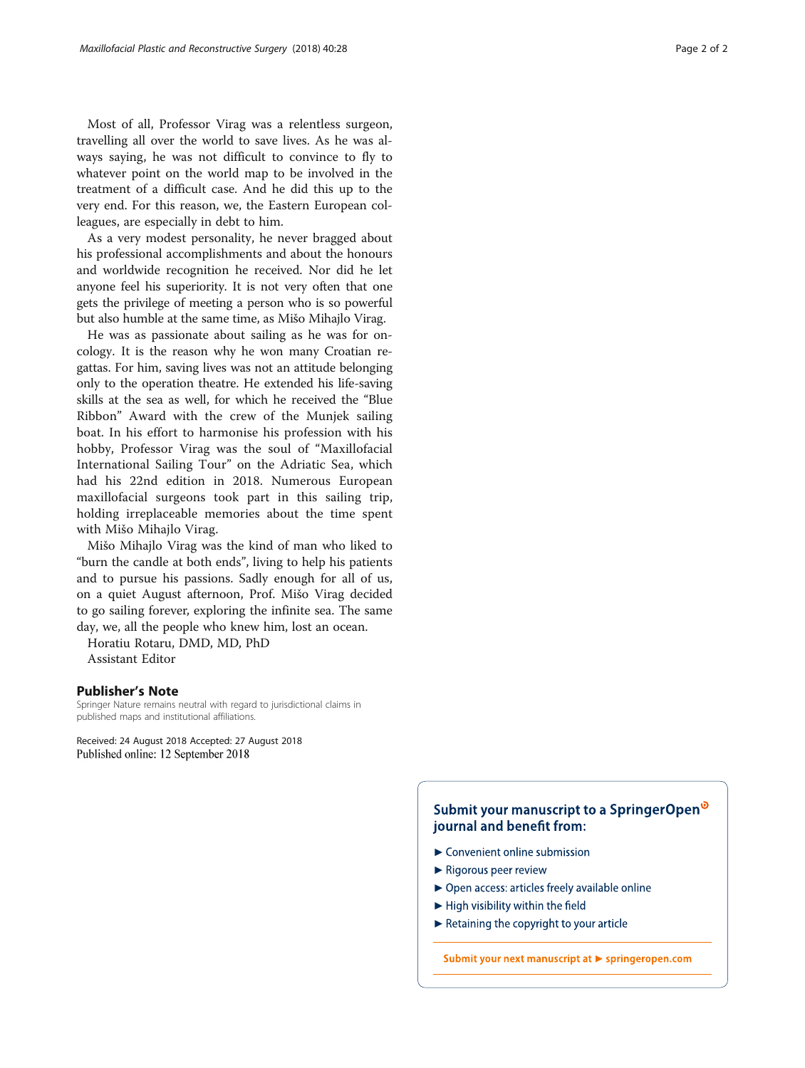Most of all, Professor Virag was a relentless surgeon, travelling all over the world to save lives. As he was always saying, he was not difficult to convince to fly to whatever point on the world map to be involved in the treatment of a difficult case. And he did this up to the very end. For this reason, we, the Eastern European colleagues, are especially in debt to him.

As a very modest personality, he never bragged about his professional accomplishments and about the honours and worldwide recognition he received. Nor did he let anyone feel his superiority. It is not very often that one gets the privilege of meeting a person who is so powerful but also humble at the same time, as Mišo Mihajlo Virag.

He was as passionate about sailing as he was for oncology. It is the reason why he won many Croatian regattas. For him, saving lives was not an attitude belonging only to the operation theatre. He extended his life-saving skills at the sea as well, for which he received the "Blue Ribbon" Award with the crew of the Munjek sailing boat. In his effort to harmonise his profession with his hobby, Professor Virag was the soul of "Maxillofacial International Sailing Tour" on the Adriatic Sea, which had his 22nd edition in 2018. Numerous European maxillofacial surgeons took part in this sailing trip, holding irreplaceable memories about the time spent with Mišo Mihajlo Virag.

Mišo Mihajlo Virag was the kind of man who liked to "burn the candle at both ends", living to help his patients and to pursue his passions. Sadly enough for all of us, on a quiet August afternoon, Prof. Mišo Virag decided to go sailing forever, exploring the infinite sea. The same day, we, all the people who knew him, lost an ocean.

Horatiu Rotaru, DMD, MD, PhD
Assistant Editor

## Publisher's Note

Springer Nature remains neutral with regard to jurisdictional claims in published maps and institutional affiliations.

Received: 24 August 2018 Accepted: 27 August 2018
Published online: 12 September 2018

**Submit your manuscript to a SpringerOpen journal and benefit from:**

- Convenient online submission
- Rigorous peer review
- Open access: articles freely available online
- High visibility within the field
- Retaining the copyright to your article

Submit your next manuscript at ▶ springeropen.com